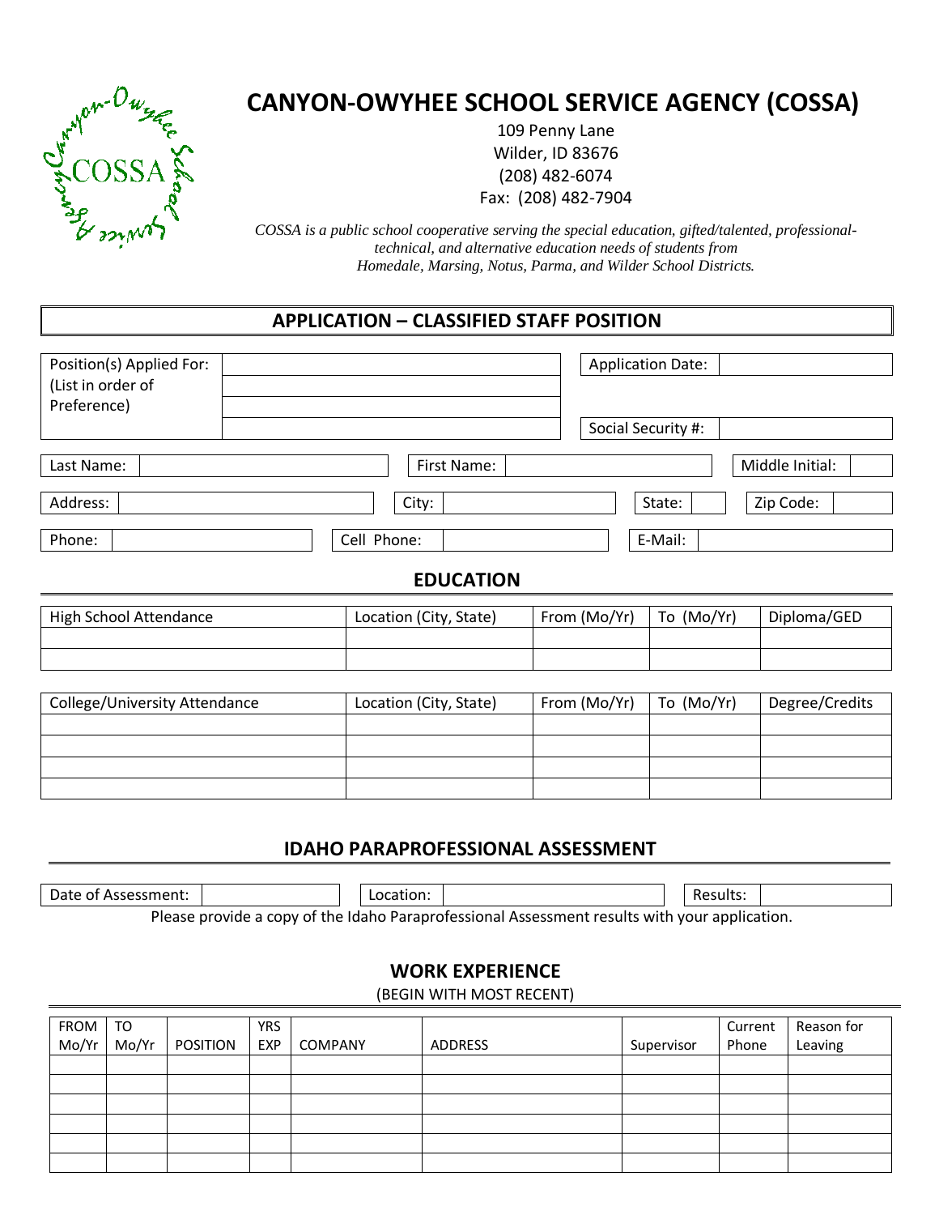# CANYON-OWYHEE SCHOOL SERVICE AGENCY (COSSA)

109 Penny Lane
Wilder, ID 83676
(208) 482-6074
Fax: (208) 482-7904

*COSSA is a public school cooperative serving the special education, gifted/talented, professional-technical, and alternative education needs of students from Homedale, Marsing, Notus, Parma, and Wilder School Districts.*

## APPLICATION – CLASSIFIED STAFF POSITION

| Position(s) Applied For: (List in order of Preference) | | Application Date: | |
|---|---|---|---|
| | | | |
| | | Social Security #: | |

| Last Name: | | First Name: | | Middle Initial: | |
|---|---|---|---|---|---|

| Address: | | City: | | State: | | Zip Code: | |
|---|---|---|---|---|---|---|---|

| Phone: | | Cell Phone: | | E-Mail: | |
|---|---|---|---|---|---|

## EDUCATION

| High School Attendance | Location (City, State) | From (Mo/Yr) | To (Mo/Yr) | Diploma/GED |
|---|---|---|---|---|
| | | | | |
| | | | | |

| College/University Attendance | Location (City, State) | From (Mo/Yr) | To (Mo/Yr) | Degree/Credits |
|---|---|---|---|---|
| | | | | |
| | | | | |
| | | | | |
| | | | | |

## IDAHO PARAPROFESSIONAL ASSESSMENT

| Date of Assessment: | | Location: | | Results: | |
|---|---|---|---|---|---|

Please provide a copy of the Idaho Paraprofessional Assessment results with your application.

## WORK EXPERIENCE

(BEGIN WITH MOST RECENT)

| FROM Mo/Yr | TO Mo/Yr | POSITION | YRS EXP | COMPANY | ADDRESS | Supervisor | Current Phone | Reason for Leaving |
|---|---|---|---|---|---|---|---|---|
| | | | | | | | | |
| | | | | | | | | |
| | | | | | | | | |
| | | | | | | | | |
| | | | | | | | | |
| | | | | | | | | |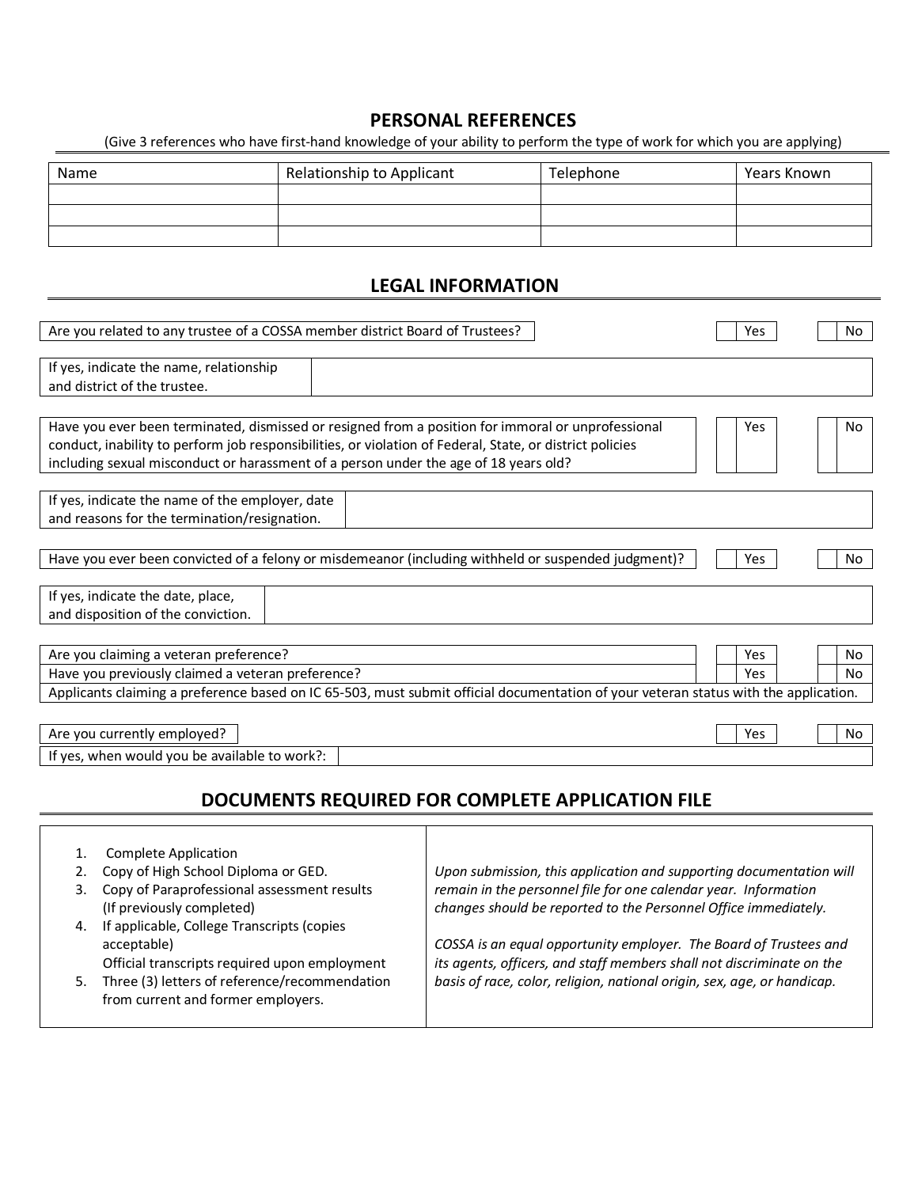## PERSONAL REFERENCES

(Give 3 references who have first-hand knowledge of your ability to perform the type of work for which you are applying)

| Name | Relationship to Applicant | Telephone | Years Known |
|---|---|---|---|
| | | | |
| | | | |
| | | | |

## LEGAL INFORMATION

| | | |
|---|---|---|
| Are you related to any trustee of a COSSA member district Board of Trustees? | ☐ Yes | ☐ No |

| | |
|---|---|
| If yes, indicate the name, relationship and district of the trustee. | |

| | | |
|---|---|---|
| Have you ever been terminated, dismissed or resigned from a position for immoral or unprofessional conduct, inability to perform job responsibilities, or violation of Federal, State, or district policies including sexual misconduct or harassment of a person under the age of 18 years old? | ☐ Yes | ☐ No |

| | |
|---|---|
| If yes, indicate the name of the employer, date and reasons for the termination/resignation. | |

| | | |
|---|---|---|
| Have you ever been convicted of a felony or misdemeanor (including withheld or suspended judgment)? | ☐ Yes | ☐ No |

| | |
|---|---|
| If yes, indicate the date, place, and disposition of the conviction. | |

| | | |
|---|---|---|
| Are you claiming a veteran preference? | ☐ Yes | ☐ No |
| Have you previously claimed a veteran preference? | ☐ Yes | ☐ No |

Applicants claiming a preference based on IC 65-503, must submit official documentation of your veteran status with the application.

| | | |
|---|---|---|
| Are you currently employed? | ☐ Yes | ☐ No |

| | |
|---|---|
| If yes, when would you be available to work?: | |

## DOCUMENTS REQUIRED FOR COMPLETE APPLICATION FILE

1. Complete Application
2. Copy of High School Diploma or GED.
3. Copy of Paraprofessional assessment results (If previously completed)
4. If applicable, College Transcripts (copies acceptable)
   Official transcripts required upon employment
5. Three (3) letters of reference/recommendation from current and former employers.

*Upon submission, this application and supporting documentation will remain in the personnel file for one calendar year. Information changes should be reported to the Personnel Office immediately.*

*COSSA is an equal opportunity employer. The Board of Trustees and its agents, officers, and staff members shall not discriminate on the basis of race, color, religion, national origin, sex, age, or handicap.*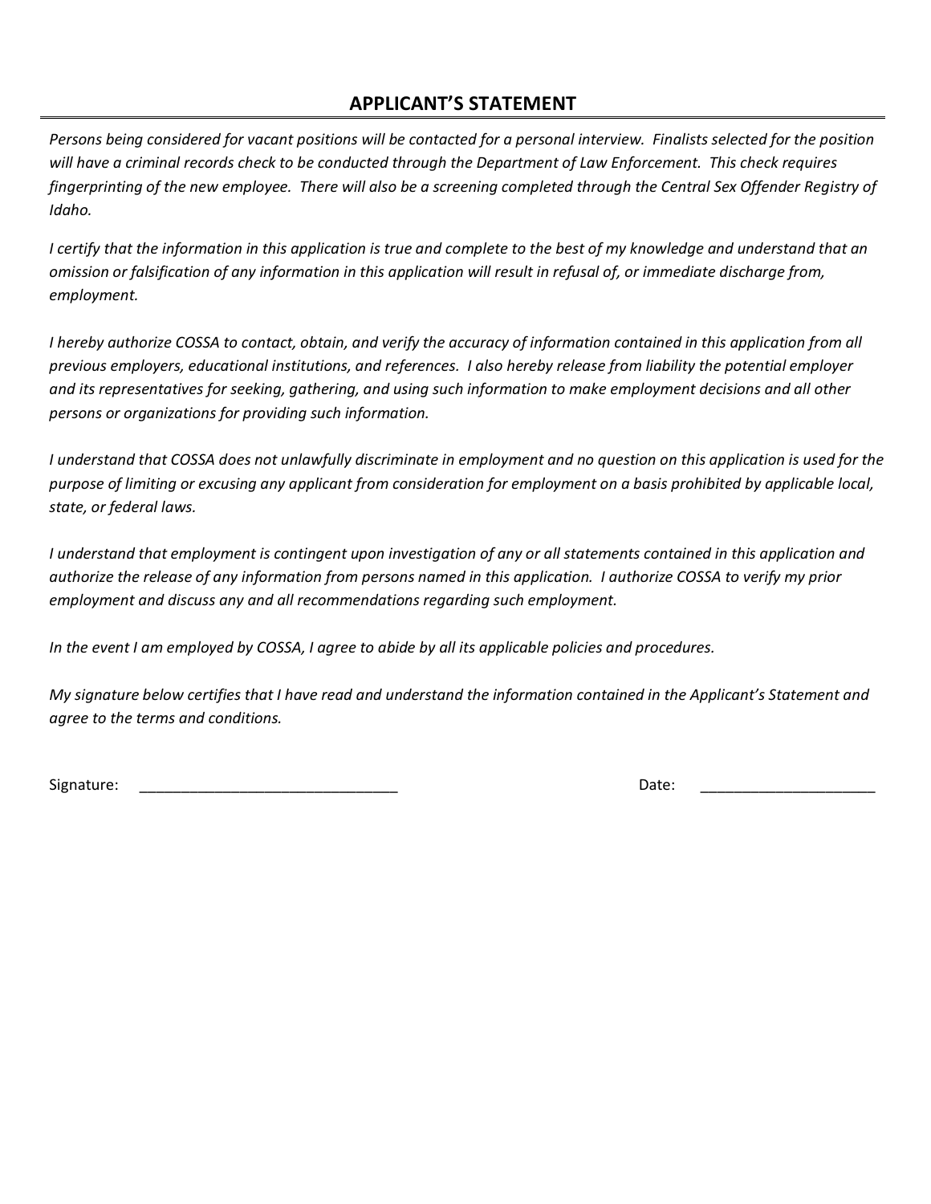## APPLICANT'S STATEMENT

*Persons being considered for vacant positions will be contacted for a personal interview. Finalists selected for the position will have a criminal records check to be conducted through the Department of Law Enforcement. This check requires fingerprinting of the new employee. There will also be a screening completed through the Central Sex Offender Registry of Idaho.*

*I certify that the information in this application is true and complete to the best of my knowledge and understand that an omission or falsification of any information in this application will result in refusal of, or immediate discharge from, employment.*

*I hereby authorize COSSA to contact, obtain, and verify the accuracy of information contained in this application from all previous employers, educational institutions, and references. I also hereby release from liability the potential employer and its representatives for seeking, gathering, and using such information to make employment decisions and all other persons or organizations for providing such information.*

*I understand that COSSA does not unlawfully discriminate in employment and no question on this application is used for the purpose of limiting or excusing any applicant from consideration for employment on a basis prohibited by applicable local, state, or federal laws.*

*I understand that employment is contingent upon investigation of any or all statements contained in this application and authorize the release of any information from persons named in this application. I authorize COSSA to verify my prior employment and discuss any and all recommendations regarding such employment.*

*In the event I am employed by COSSA, I agree to abide by all its applicable policies and procedures.*

*My signature below certifies that I have read and understand the information contained in the Applicant's Statement and agree to the terms and conditions.*

Signature: _______________________________ Date: _____________________